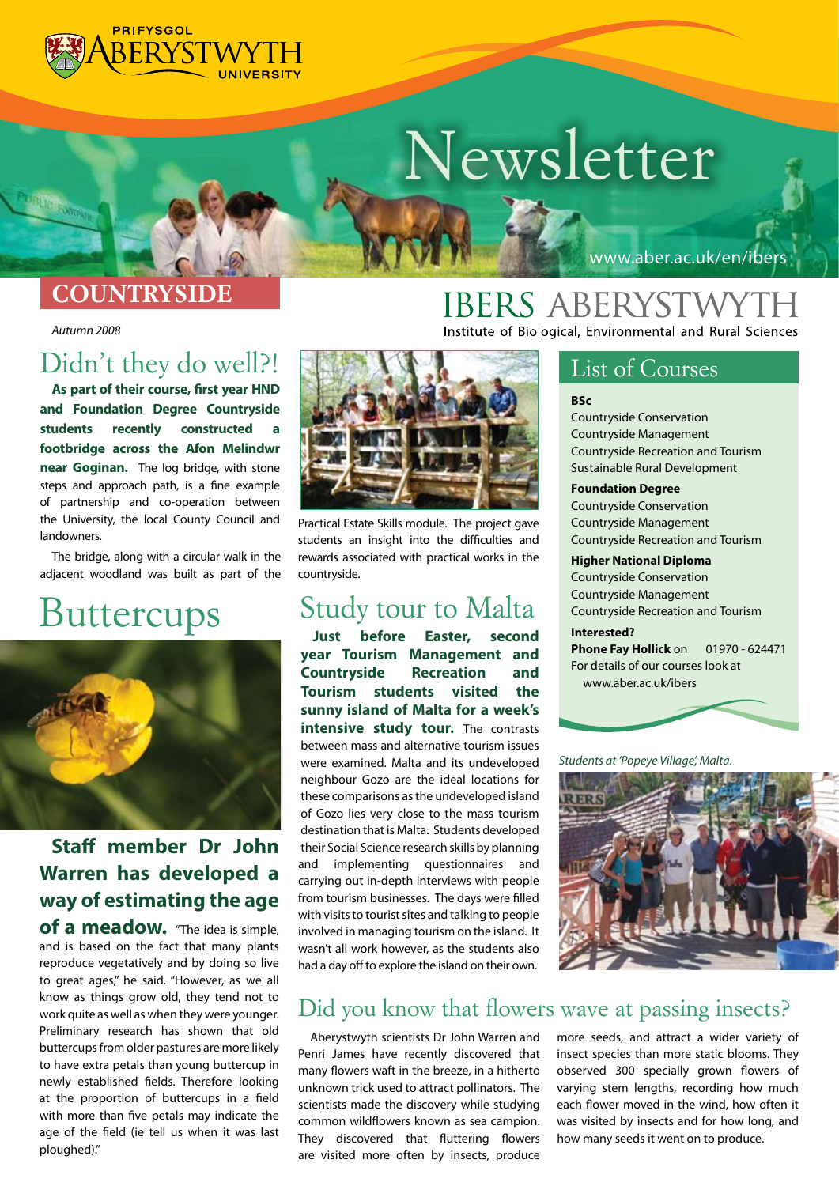PRIFYSGOL ABERYSTWYTH UNIVERSITY

# Newsletter

www.aber.ac.uk/en/ibers

**COUNTRYSIDE**

# IBERS ABERYSTWYTH

Institute of Biological, Environmental and Rural Sciences

*Autumn 2008*

## Didn't they do well?!

**As part of their course, first year HND and Foundation Degree Countryside students recently constructed a footbridge across the Afon Melindwr near Goginan.** The log bridge, with stone steps and approach path, is a fine example of partnership and co-operation between the University, the local County Council and landowners.

The bridge, along with a circular walk in the adjacent woodland was built as part of the Practical Estate Skills module. The project gave students an insight into the difficulties and rewards associated with practical works in the countryside.

## Buttercups

**Staff member Dr John Warren has developed a way of estimating the age of a meadow.** "The idea is simple, and is based on the fact that many plants reproduce vegetatively and by doing so live to great ages," he said. "However, as we all know as things grow old, they tend not to work quite as well as when they were younger. Preliminary research has shown that old buttercups from older pastures are more likely to have extra petals than young buttercup in newly established fields. Therefore looking at the proportion of buttercups in a field with more than five petals may indicate the age of the field (ie tell us when it was last ploughed)."

## Study tour to Malta

**Just before Easter, second year Tourism Management and Countryside Recreation and Tourism students visited the sunny island of Malta for a week's intensive study tour.** The contrasts between mass and alternative tourism issues were examined. Malta and its undeveloped neighbour Gozo are the ideal locations for these comparisons as the undeveloped island of Gozo lies very close to the mass tourism destination that is Malta. Students developed their Social Science research skills by planning and implementing questionnaires and carrying out in-depth interviews with people from tourism businesses. The days were filled with visits to tourist sites and talking to people involved in managing tourism on the island. It wasn't all work however, as the students also had a day off to explore the island on their own.

*Students at 'Popeye Village', Malta.*

## List of Courses

**BSc**
Countryside Conservation
Countryside Management
Countryside Recreation and Tourism
Sustainable Rural Development

**Foundation Degree**
Countryside Conservation
Countryside Management
Countryside Recreation and Tourism

**Higher National Diploma**
Countryside Conservation
Countryside Management
Countryside Recreation and Tourism

**Interested?**
**Phone Fay Hollick** on 01970 - 624471
For details of our courses look at www.aber.ac.uk/ibers

## Did you know that flowers wave at passing insects?

Aberystwyth scientists Dr John Warren and Penri James have recently discovered that many flowers waft in the breeze, in a hitherto unknown trick used to attract pollinators. The scientists made the discovery while studying common wildflowers known as sea campion. They discovered that fluttering flowers are visited more often by insects, produce more seeds, and attract a wider variety of insect species than more static blooms. They observed 300 specially grown flowers of varying stem lengths, recording how much each flower moved in the wind, how often it was visited by insects and for how long, and how many seeds it went on to produce.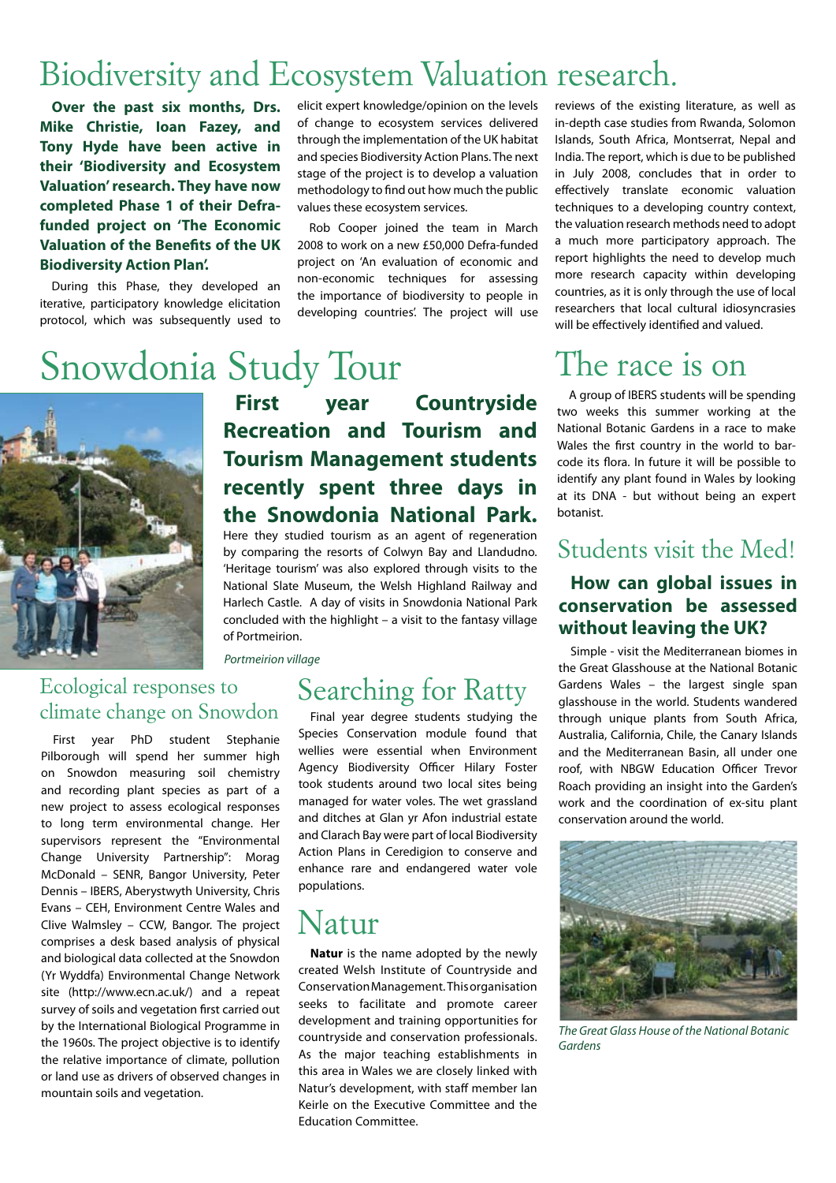# Biodiversity and Ecosystem Valuation research.

**Over the past six months, Drs. Mike Christie, Ioan Fazey, and Tony Hyde have been active in their 'Biodiversity and Ecosystem Valuation' research. They have now completed Phase 1 of their Defra-funded project on 'The Economic Valuation of the Benefits of the UK Biodiversity Action Plan'.**

During this Phase, they developed an iterative, participatory knowledge elicitation protocol, which was subsequently used to elicit expert knowledge/opinion on the levels of change to ecosystem services delivered through the implementation of the UK habitat and species Biodiversity Action Plans. The next stage of the project is to develop a valuation methodology to find out how much the public values these ecosystem services.

Rob Cooper joined the team in March 2008 to work on a new £50,000 Defra-funded project on 'An evaluation of economic and non-economic techniques for assessing the importance of biodiversity to people in developing countries'. The project will use reviews of the existing literature, as well as in-depth case studies from Rwanda, Solomon Islands, South Africa, Montserrat, Nepal and India. The report, which is due to be published in July 2008, concludes that in order to effectively translate economic valuation techniques to a developing country context, the valuation research methods need to adopt a much more participatory approach. The report highlights the need to develop much more research capacity within developing countries, as it is only through the use of local researchers that local cultural idiosyncrasies will be effectively identified and valued.

# Snowdonia Study Tour

**First year Countryside Recreation and Tourism and Tourism Management students recently spent three days in the Snowdonia National Park.** Here they studied tourism as an agent of regeneration by comparing the resorts of Colwyn Bay and Llandudno. 'Heritage tourism' was also explored through visits to the National Slate Museum, the Welsh Highland Railway and Harlech Castle. A day of visits in Snowdonia National Park concluded with the highlight – a visit to the fantasy village of Portmeirion.

*Portmeirion village*

## Ecological responses to climate change on Snowdon

First year PhD student Stephanie Pilborough will spend her summer high on Snowdon measuring soil chemistry and recording plant species as part of a new project to assess ecological responses to long term environmental change. Her supervisors represent the "Environmental Change University Partnership": Morag McDonald – SENR, Bangor University, Peter Dennis – IBERS, Aberystwyth University, Chris Evans – CEH, Environment Centre Wales and Clive Walmsley – CCW, Bangor. The project comprises a desk based analysis of physical and biological data collected at the Snowdon (Yr Wyddfa) Environmental Change Network site (http://www.ecn.ac.uk/) and a repeat survey of soils and vegetation first carried out by the International Biological Programme in the 1960s. The project objective is to identify the relative importance of climate, pollution or land use as drivers of observed changes in mountain soils and vegetation.

# Searching for Ratty

Final year degree students studying the Species Conservation module found that wellies were essential when Environment Agency Biodiversity Officer Hilary Foster took students around two local sites being managed for water voles. The wet grassland and ditches at Glan yr Afon industrial estate and Clarach Bay were part of local Biodiversity Action Plans in Ceredigion to conserve and enhance rare and endangered water vole populations.

# Natur

**Natur** is the name adopted by the newly created Welsh Institute of Countryside and Conservation Management. This organisation seeks to facilitate and promote career development and training opportunities for countryside and conservation professionals. As the major teaching establishments in this area in Wales we are closely linked with Natur's development, with staff member Ian Keirle on the Executive Committee and the Education Committee.

# The race is on

A group of IBERS students will be spending two weeks this summer working at the National Botanic Gardens in a race to make Wales the first country in the world to bar-code its flora. In future it will be possible to identify any plant found in Wales by looking at its DNA - but without being an expert botanist.

## Students visit the Med!

**How can global issues in conservation be assessed without leaving the UK?**

Simple - visit the Mediterranean biomes in the Great Glasshouse at the National Botanic Gardens Wales – the largest single span glasshouse in the world. Students wandered through unique plants from South Africa, Australia, California, Chile, the Canary Islands and the Mediterranean Basin, all under one roof, with NBGW Education Officer Trevor Roach providing an insight into the Garden's work and the coordination of ex-situ plant conservation around the world.

*The Great Glass House of the National Botanic Gardens*